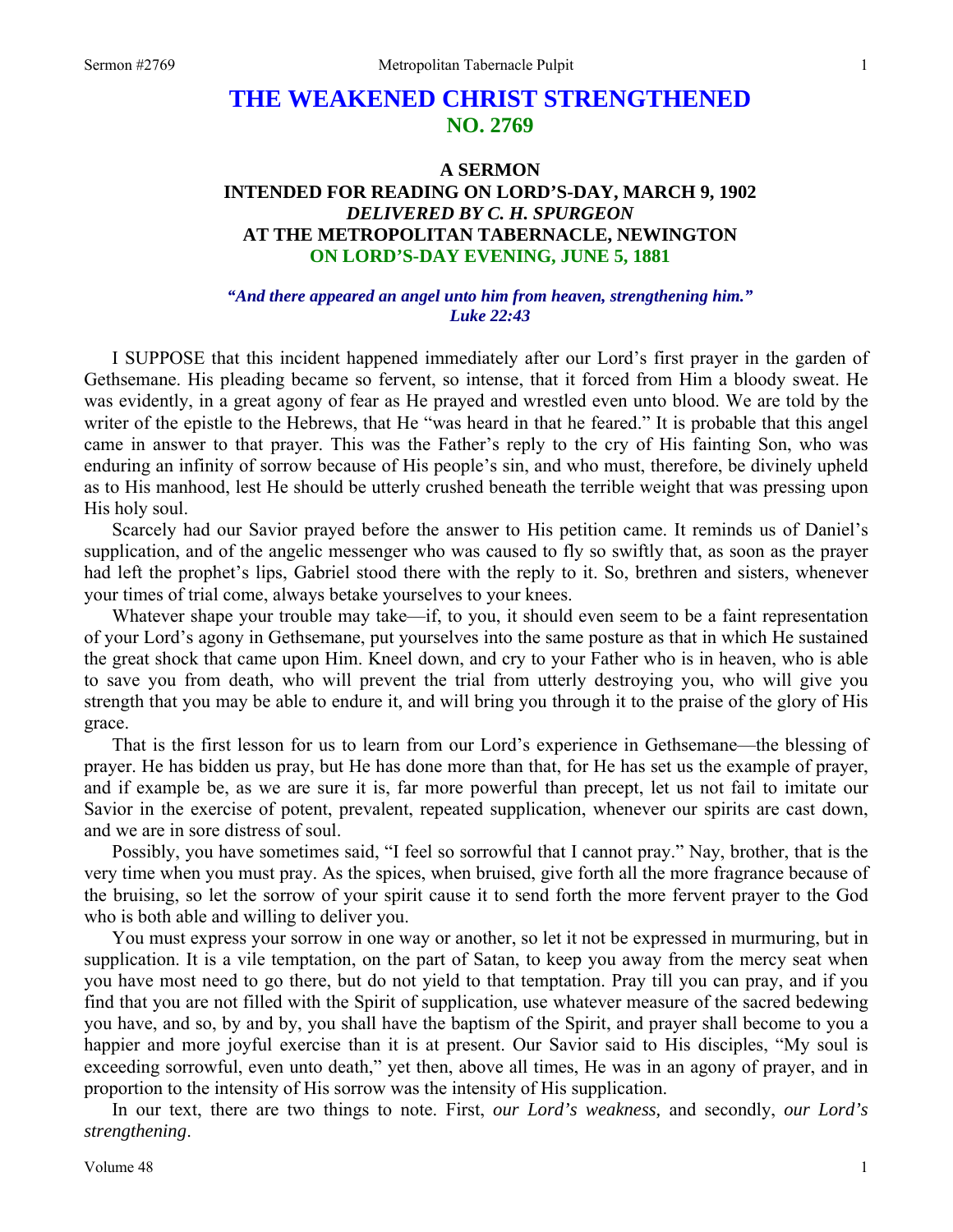# THE WEAKENED CHRIST STRENGTHENED
## NO. 2769

### A SERMON
### INTENDED FOR READING ON LORD'S-DAY, MARCH 9, 1902
### *DELIVERED BY C. H. SPURGEON*
### AT THE METROPOLITAN TABERNACLE, NEWINGTON
### ON LORD'S-DAY EVENING, JUNE 5, 1881

***"And there appeared an angel unto him from heaven, strengthening him." Luke 22:43***

I SUPPOSE that this incident happened immediately after our Lord's first prayer in the garden of Gethsemane. His pleading became so fervent, so intense, that it forced from Him a bloody sweat. He was evidently, in a great agony of fear as He prayed and wrestled even unto blood. We are told by the writer of the epistle to the Hebrews, that He "was heard in that he feared." It is probable that this angel came in answer to that prayer. This was the Father's reply to the cry of His fainting Son, who was enduring an infinity of sorrow because of His people's sin, and who must, therefore, be divinely upheld as to His manhood, lest He should be utterly crushed beneath the terrible weight that was pressing upon His holy soul.

Scarcely had our Savior prayed before the answer to His petition came. It reminds us of Daniel's supplication, and of the angelic messenger who was caused to fly so swiftly that, as soon as the prayer had left the prophet's lips, Gabriel stood there with the reply to it. So, brethren and sisters, whenever your times of trial come, always betake yourselves to your knees.

Whatever shape your trouble may take—if, to you, it should even seem to be a faint representation of your Lord's agony in Gethsemane, put yourselves into the same posture as that in which He sustained the great shock that came upon Him. Kneel down, and cry to your Father who is in heaven, who is able to save you from death, who will prevent the trial from utterly destroying you, who will give you strength that you may be able to endure it, and will bring you through it to the praise of the glory of His grace.

That is the first lesson for us to learn from our Lord's experience in Gethsemane—the blessing of prayer. He has bidden us pray, but He has done more than that, for He has set us the example of prayer, and if example be, as we are sure it is, far more powerful than precept, let us not fail to imitate our Savior in the exercise of potent, prevalent, repeated supplication, whenever our spirits are cast down, and we are in sore distress of soul.

Possibly, you have sometimes said, "I feel so sorrowful that I cannot pray." Nay, brother, that is the very time when you must pray. As the spices, when bruised, give forth all the more fragrance because of the bruising, so let the sorrow of your spirit cause it to send forth the more fervent prayer to the God who is both able and willing to deliver you.

You must express your sorrow in one way or another, so let it not be expressed in murmuring, but in supplication. It is a vile temptation, on the part of Satan, to keep you away from the mercy seat when you have most need to go there, but do not yield to that temptation. Pray till you can pray, and if you find that you are not filled with the Spirit of supplication, use whatever measure of the sacred bedewing you have, and so, by and by, you shall have the baptism of the Spirit, and prayer shall become to you a happier and more joyful exercise than it is at present. Our Savior said to His disciples, "My soul is exceeding sorrowful, even unto death," yet then, above all times, He was in an agony of prayer, and in proportion to the intensity of His sorrow was the intensity of His supplication.

In our text, there are two things to note. First, *our Lord's weakness,* and secondly, *our Lord's strengthening*.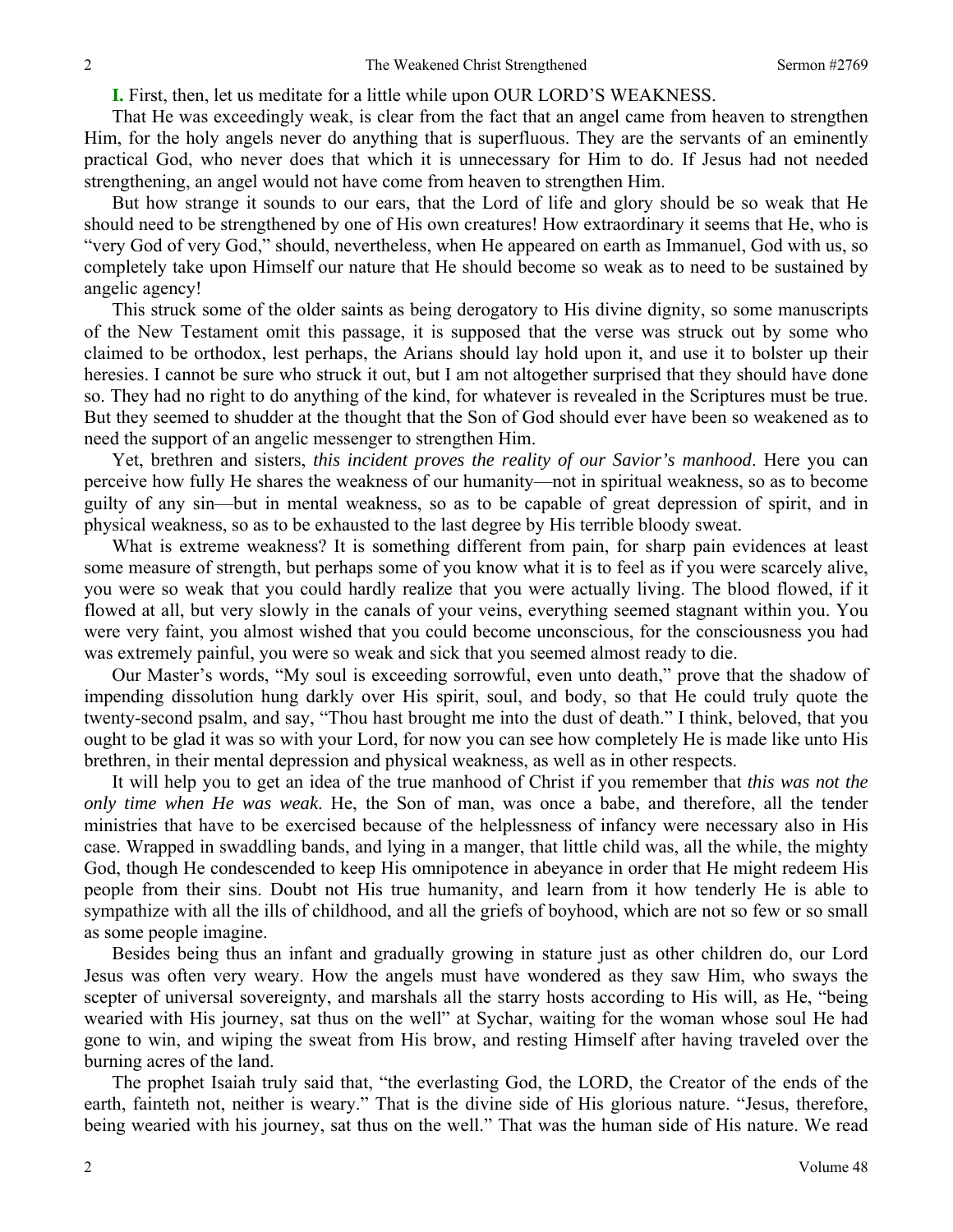**I.** First, then, let us meditate for a little while upon OUR LORD'S WEAKNESS.

That He was exceedingly weak, is clear from the fact that an angel came from heaven to strengthen Him, for the holy angels never do anything that is superfluous. They are the servants of an eminently practical God, who never does that which it is unnecessary for Him to do. If Jesus had not needed strengthening, an angel would not have come from heaven to strengthen Him.

But how strange it sounds to our ears, that the Lord of life and glory should be so weak that He should need to be strengthened by one of His own creatures! How extraordinary it seems that He, who is "very God of very God," should, nevertheless, when He appeared on earth as Immanuel, God with us, so completely take upon Himself our nature that He should become so weak as to need to be sustained by angelic agency!

This struck some of the older saints as being derogatory to His divine dignity, so some manuscripts of the New Testament omit this passage, it is supposed that the verse was struck out by some who claimed to be orthodox, lest perhaps, the Arians should lay hold upon it, and use it to bolster up their heresies. I cannot be sure who struck it out, but I am not altogether surprised that they should have done so. They had no right to do anything of the kind, for whatever is revealed in the Scriptures must be true. But they seemed to shudder at the thought that the Son of God should ever have been so weakened as to need the support of an angelic messenger to strengthen Him.

Yet, brethren and sisters, *this incident proves the reality of our Savior's manhood*. Here you can perceive how fully He shares the weakness of our humanity—not in spiritual weakness, so as to become guilty of any sin—but in mental weakness, so as to be capable of great depression of spirit, and in physical weakness, so as to be exhausted to the last degree by His terrible bloody sweat.

What is extreme weakness? It is something different from pain, for sharp pain evidences at least some measure of strength, but perhaps some of you know what it is to feel as if you were scarcely alive, you were so weak that you could hardly realize that you were actually living. The blood flowed, if it flowed at all, but very slowly in the canals of your veins, everything seemed stagnant within you. You were very faint, you almost wished that you could become unconscious, for the consciousness you had was extremely painful, you were so weak and sick that you seemed almost ready to die.

Our Master's words, "My soul is exceeding sorrowful, even unto death," prove that the shadow of impending dissolution hung darkly over His spirit, soul, and body, so that He could truly quote the twenty-second psalm, and say, "Thou hast brought me into the dust of death." I think, beloved, that you ought to be glad it was so with your Lord, for now you can see how completely He is made like unto His brethren, in their mental depression and physical weakness, as well as in other respects.

It will help you to get an idea of the true manhood of Christ if you remember that *this was not the only time when He was weak*. He, the Son of man, was once a babe, and therefore, all the tender ministries that have to be exercised because of the helplessness of infancy were necessary also in His case. Wrapped in swaddling bands, and lying in a manger, that little child was, all the while, the mighty God, though He condescended to keep His omnipotence in abeyance in order that He might redeem His people from their sins. Doubt not His true humanity, and learn from it how tenderly He is able to sympathize with all the ills of childhood, and all the griefs of boyhood, which are not so few or so small as some people imagine.

Besides being thus an infant and gradually growing in stature just as other children do, our Lord Jesus was often very weary. How the angels must have wondered as they saw Him, who sways the scepter of universal sovereignty, and marshals all the starry hosts according to His will, as He, "being wearied with His journey, sat thus on the well" at Sychar, waiting for the woman whose soul He had gone to win, and wiping the sweat from His brow, and resting Himself after having traveled over the burning acres of the land.

The prophet Isaiah truly said that, "the everlasting God, the LORD, the Creator of the ends of the earth, fainteth not, neither is weary." That is the divine side of His glorious nature. "Jesus, therefore, being wearied with his journey, sat thus on the well." That was the human side of His nature. We read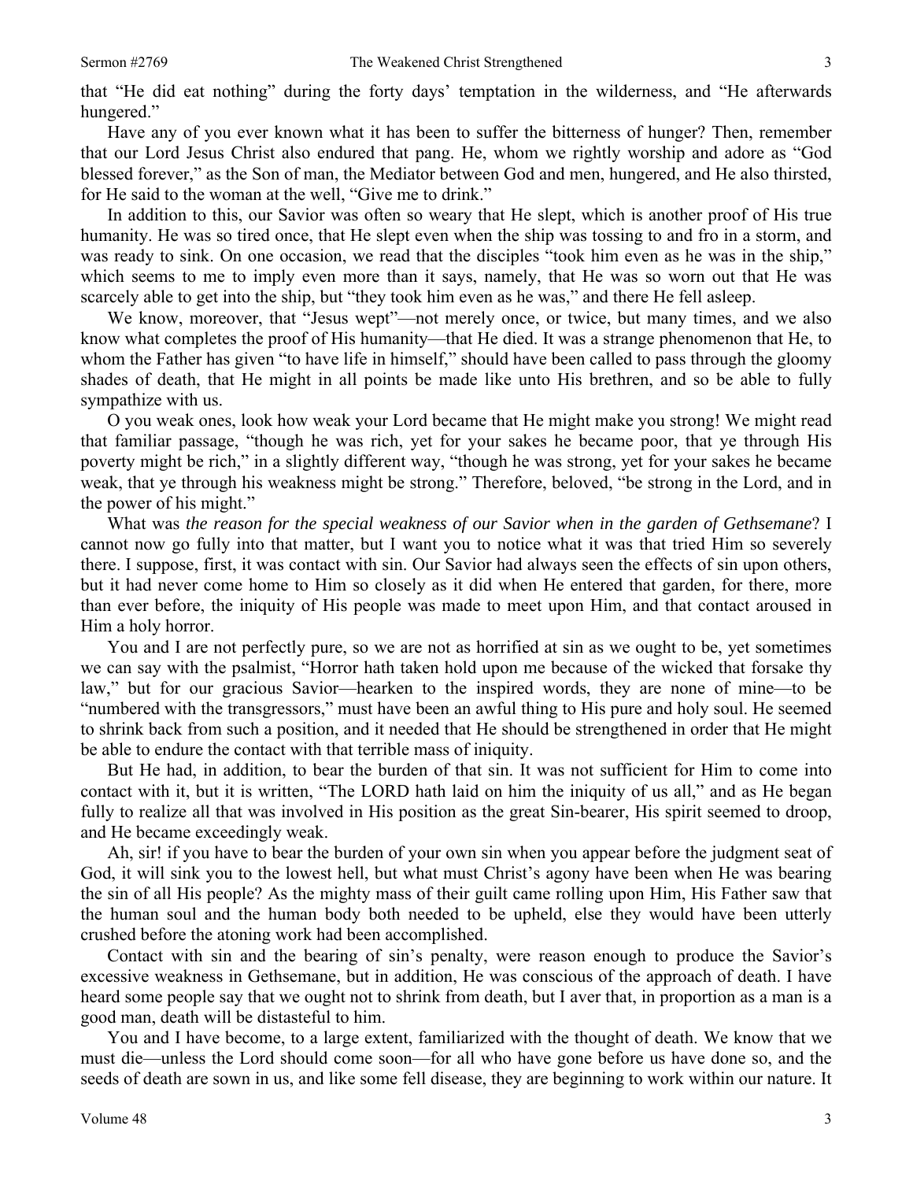that "He did eat nothing" during the forty days' temptation in the wilderness, and "He afterwards hungered."

Have any of you ever known what it has been to suffer the bitterness of hunger? Then, remember that our Lord Jesus Christ also endured that pang. He, whom we rightly worship and adore as "God blessed forever," as the Son of man, the Mediator between God and men, hungered, and He also thirsted, for He said to the woman at the well, "Give me to drink."

In addition to this, our Savior was often so weary that He slept, which is another proof of His true humanity. He was so tired once, that He slept even when the ship was tossing to and fro in a storm, and was ready to sink. On one occasion, we read that the disciples "took him even as he was in the ship," which seems to me to imply even more than it says, namely, that He was so worn out that He was scarcely able to get into the ship, but "they took him even as he was," and there He fell asleep.

We know, moreover, that "Jesus wept"—not merely once, or twice, but many times, and we also know what completes the proof of His humanity—that He died. It was a strange phenomenon that He, to whom the Father has given "to have life in himself," should have been called to pass through the gloomy shades of death, that He might in all points be made like unto His brethren, and so be able to fully sympathize with us.

O you weak ones, look how weak your Lord became that He might make you strong! We might read that familiar passage, "though he was rich, yet for your sakes he became poor, that ye through His poverty might be rich," in a slightly different way, "though he was strong, yet for your sakes he became weak, that ye through his weakness might be strong." Therefore, beloved, "be strong in the Lord, and in the power of his might."

What was *the reason for the special weakness of our Savior when in the garden of Gethsemane*? I cannot now go fully into that matter, but I want you to notice what it was that tried Him so severely there. I suppose, first, it was contact with sin. Our Savior had always seen the effects of sin upon others, but it had never come home to Him so closely as it did when He entered that garden, for there, more than ever before, the iniquity of His people was made to meet upon Him, and that contact aroused in Him a holy horror.

You and I are not perfectly pure, so we are not as horrified at sin as we ought to be, yet sometimes we can say with the psalmist, "Horror hath taken hold upon me because of the wicked that forsake thy law," but for our gracious Savior—hearken to the inspired words, they are none of mine—to be "numbered with the transgressors," must have been an awful thing to His pure and holy soul. He seemed to shrink back from such a position, and it needed that He should be strengthened in order that He might be able to endure the contact with that terrible mass of iniquity.

But He had, in addition, to bear the burden of that sin. It was not sufficient for Him to come into contact with it, but it is written, "The LORD hath laid on him the iniquity of us all," and as He began fully to realize all that was involved in His position as the great Sin-bearer, His spirit seemed to droop, and He became exceedingly weak.

Ah, sir! if you have to bear the burden of your own sin when you appear before the judgment seat of God, it will sink you to the lowest hell, but what must Christ's agony have been when He was bearing the sin of all His people? As the mighty mass of their guilt came rolling upon Him, His Father saw that the human soul and the human body both needed to be upheld, else they would have been utterly crushed before the atoning work had been accomplished.

Contact with sin and the bearing of sin's penalty, were reason enough to produce the Savior's excessive weakness in Gethsemane, but in addition, He was conscious of the approach of death. I have heard some people say that we ought not to shrink from death, but I aver that, in proportion as a man is a good man, death will be distasteful to him.

You and I have become, to a large extent, familiarized with the thought of death. We know that we must die—unless the Lord should come soon—for all who have gone before us have done so, and the seeds of death are sown in us, and like some fell disease, they are beginning to work within our nature. It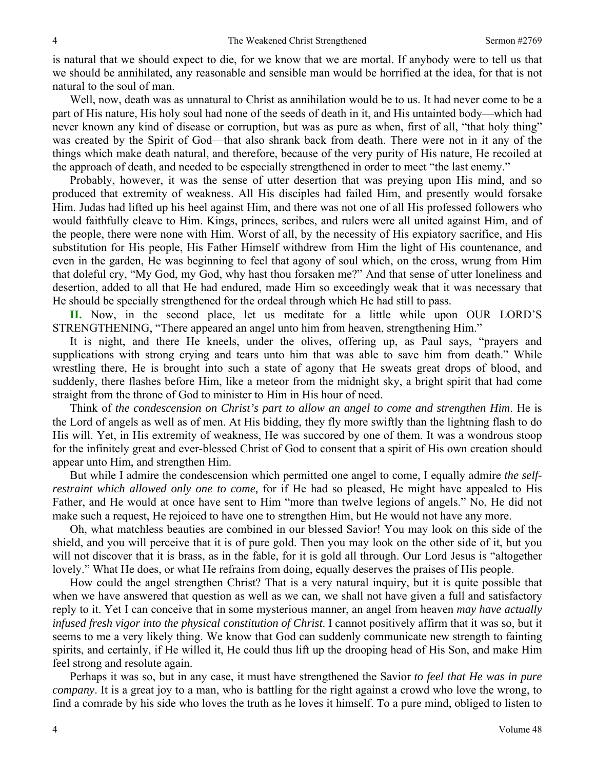is natural that we should expect to die, for we know that we are mortal. If anybody were to tell us that we should be annihilated, any reasonable and sensible man would be horrified at the idea, for that is not natural to the soul of man.

Well, now, death was as unnatural to Christ as annihilation would be to us. It had never come to be a part of His nature, His holy soul had none of the seeds of death in it, and His untainted body—which had never known any kind of disease or corruption, but was as pure as when, first of all, "that holy thing" was created by the Spirit of God—that also shrank back from death. There were not in it any of the things which make death natural, and therefore, because of the very purity of His nature, He recoiled at the approach of death, and needed to be especially strengthened in order to meet "the last enemy."

Probably, however, it was the sense of utter desertion that was preying upon His mind, and so produced that extremity of weakness. All His disciples had failed Him, and presently would forsake Him. Judas had lifted up his heel against Him, and there was not one of all His professed followers who would faithfully cleave to Him. Kings, princes, scribes, and rulers were all united against Him, and of the people, there were none with Him. Worst of all, by the necessity of His expiatory sacrifice, and His substitution for His people, His Father Himself withdrew from Him the light of His countenance, and even in the garden, He was beginning to feel that agony of soul which, on the cross, wrung from Him that doleful cry, "My God, my God, why hast thou forsaken me?" And that sense of utter loneliness and desertion, added to all that He had endured, made Him so exceedingly weak that it was necessary that He should be specially strengthened for the ordeal through which He had still to pass.

**II.** Now, in the second place, let us meditate for a little while upon OUR LORD'S STRENGTHENING, "There appeared an angel unto him from heaven, strengthening Him."

It is night, and there He kneels, under the olives, offering up, as Paul says, "prayers and supplications with strong crying and tears unto him that was able to save him from death." While wrestling there, He is brought into such a state of agony that He sweats great drops of blood, and suddenly, there flashes before Him, like a meteor from the midnight sky, a bright spirit that had come straight from the throne of God to minister to Him in His hour of need.

Think of *the condescension on Christ's part to allow an angel to come and strengthen Him*. He is the Lord of angels as well as of men. At His bidding, they fly more swiftly than the lightning flash to do His will. Yet, in His extremity of weakness, He was succored by one of them. It was a wondrous stoop for the infinitely great and ever-blessed Christ of God to consent that a spirit of His own creation should appear unto Him, and strengthen Him.

But while I admire the condescension which permitted one angel to come, I equally admire *the self-restraint which allowed only one to come,* for if He had so pleased, He might have appealed to His Father, and He would at once have sent to Him "more than twelve legions of angels." No, He did not make such a request, He rejoiced to have one to strengthen Him, but He would not have any more.

Oh, what matchless beauties are combined in our blessed Savior! You may look on this side of the shield, and you will perceive that it is of pure gold. Then you may look on the other side of it, but you will not discover that it is brass, as in the fable, for it is gold all through. Our Lord Jesus is "altogether lovely." What He does, or what He refrains from doing, equally deserves the praises of His people.

How could the angel strengthen Christ? That is a very natural inquiry, but it is quite possible that when we have answered that question as well as we can, we shall not have given a full and satisfactory reply to it. Yet I can conceive that in some mysterious manner, an angel from heaven *may have actually infused fresh vigor into the physical constitution of Christ.* I cannot positively affirm that it was so, but it seems to me a very likely thing. We know that God can suddenly communicate new strength to fainting spirits, and certainly, if He willed it, He could thus lift up the drooping head of His Son, and make Him feel strong and resolute again.

Perhaps it was so, but in any case, it must have strengthened the Savior *to feel that He was in pure company*. It is a great joy to a man, who is battling for the right against a crowd who love the wrong, to find a comrade by his side who loves the truth as he loves it himself. To a pure mind, obliged to listen to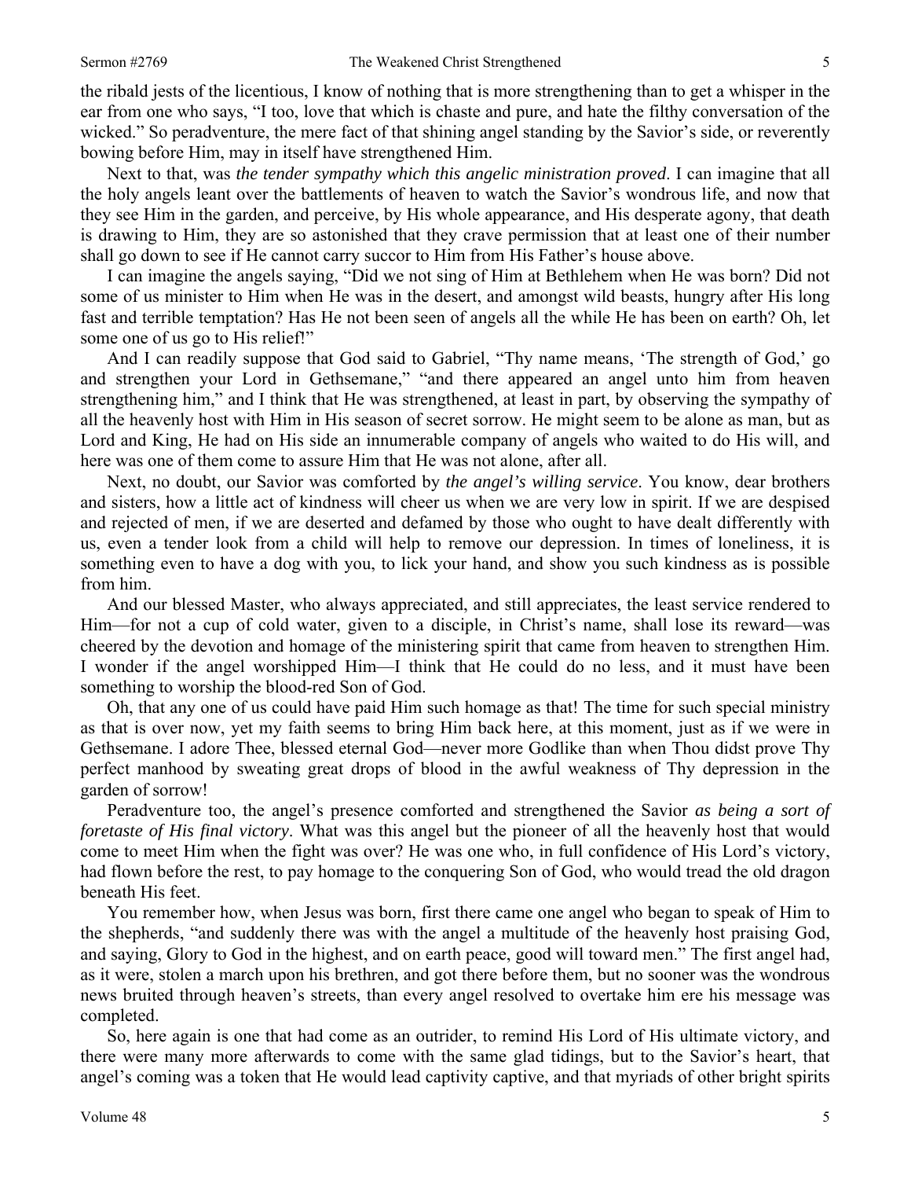the ribald jests of the licentious, I know of nothing that is more strengthening than to get a whisper in the ear from one who says, "I too, love that which is chaste and pure, and hate the filthy conversation of the wicked." So peradventure, the mere fact of that shining angel standing by the Savior's side, or reverently bowing before Him, may in itself have strengthened Him.

Next to that, was *the tender sympathy which this angelic ministration proved*. I can imagine that all the holy angels leant over the battlements of heaven to watch the Savior's wondrous life, and now that they see Him in the garden, and perceive, by His whole appearance, and His desperate agony, that death is drawing to Him, they are so astonished that they crave permission that at least one of their number shall go down to see if He cannot carry succor to Him from His Father's house above.

I can imagine the angels saying, "Did we not sing of Him at Bethlehem when He was born? Did not some of us minister to Him when He was in the desert, and amongst wild beasts, hungry after His long fast and terrible temptation? Has He not been seen of angels all the while He has been on earth? Oh, let some one of us go to His relief!"

And I can readily suppose that God said to Gabriel, "Thy name means, 'The strength of God,' go and strengthen your Lord in Gethsemane," "and there appeared an angel unto him from heaven strengthening him," and I think that He was strengthened, at least in part, by observing the sympathy of all the heavenly host with Him in His season of secret sorrow. He might seem to be alone as man, but as Lord and King, He had on His side an innumerable company of angels who waited to do His will, and here was one of them come to assure Him that He was not alone, after all.

Next, no doubt, our Savior was comforted by *the angel's willing service*. You know, dear brothers and sisters, how a little act of kindness will cheer us when we are very low in spirit. If we are despised and rejected of men, if we are deserted and defamed by those who ought to have dealt differently with us, even a tender look from a child will help to remove our depression. In times of loneliness, it is something even to have a dog with you, to lick your hand, and show you such kindness as is possible from him.

And our blessed Master, who always appreciated, and still appreciates, the least service rendered to Him—for not a cup of cold water, given to a disciple, in Christ's name, shall lose its reward—was cheered by the devotion and homage of the ministering spirit that came from heaven to strengthen Him. I wonder if the angel worshipped Him—I think that He could do no less, and it must have been something to worship the blood-red Son of God.

Oh, that any one of us could have paid Him such homage as that! The time for such special ministry as that is over now, yet my faith seems to bring Him back here, at this moment, just as if we were in Gethsemane. I adore Thee, blessed eternal God—never more Godlike than when Thou didst prove Thy perfect manhood by sweating great drops of blood in the awful weakness of Thy depression in the garden of sorrow!

Peradventure too, the angel's presence comforted and strengthened the Savior *as being a sort of foretaste of His final victory*. What was this angel but the pioneer of all the heavenly host that would come to meet Him when the fight was over? He was one who, in full confidence of His Lord's victory, had flown before the rest, to pay homage to the conquering Son of God, who would tread the old dragon beneath His feet.

You remember how, when Jesus was born, first there came one angel who began to speak of Him to the shepherds, "and suddenly there was with the angel a multitude of the heavenly host praising God, and saying, Glory to God in the highest, and on earth peace, good will toward men." The first angel had, as it were, stolen a march upon his brethren, and got there before them, but no sooner was the wondrous news bruited through heaven's streets, than every angel resolved to overtake him ere his message was completed.

So, here again is one that had come as an outrider, to remind His Lord of His ultimate victory, and there were many more afterwards to come with the same glad tidings, but to the Savior's heart, that angel's coming was a token that He would lead captivity captive, and that myriads of other bright spirits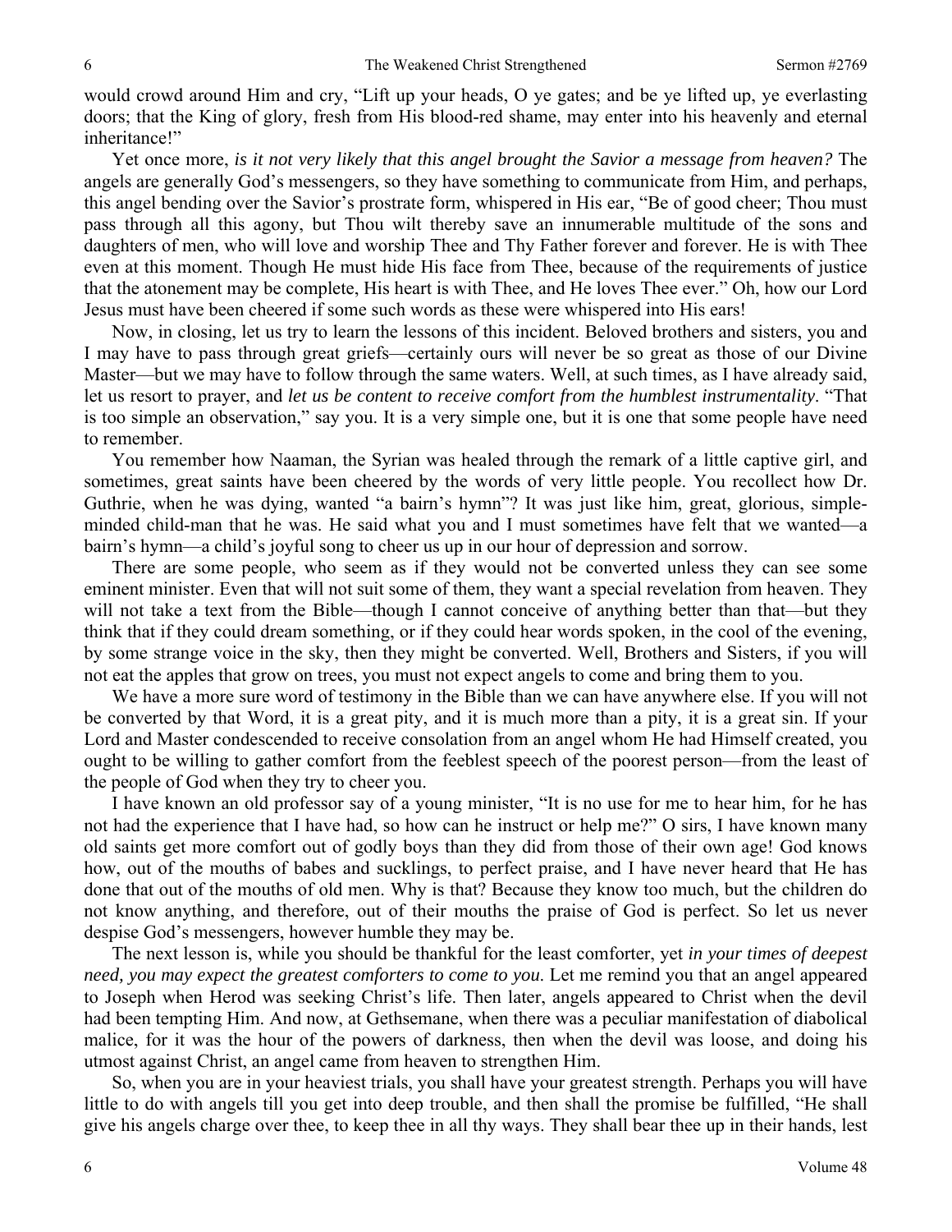would crowd around Him and cry, "Lift up your heads, O ye gates; and be ye lifted up, ye everlasting doors; that the King of glory, fresh from His blood-red shame, may enter into his heavenly and eternal inheritance!"

Yet once more, *is it not very likely that this angel brought the Savior a message from heaven?* The angels are generally God's messengers, so they have something to communicate from Him, and perhaps, this angel bending over the Savior's prostrate form, whispered in His ear, "Be of good cheer; Thou must pass through all this agony, but Thou wilt thereby save an innumerable multitude of the sons and daughters of men, who will love and worship Thee and Thy Father forever and forever. He is with Thee even at this moment. Though He must hide His face from Thee, because of the requirements of justice that the atonement may be complete, His heart is with Thee, and He loves Thee ever." Oh, how our Lord Jesus must have been cheered if some such words as these were whispered into His ears!

Now, in closing, let us try to learn the lessons of this incident. Beloved brothers and sisters, you and I may have to pass through great griefs—certainly ours will never be so great as those of our Divine Master—but we may have to follow through the same waters. Well, at such times, as I have already said, let us resort to prayer, and *let us be content to receive comfort from the humblest instrumentality*. "That is too simple an observation," say you. It is a very simple one, but it is one that some people have need to remember.

You remember how Naaman, the Syrian was healed through the remark of a little captive girl, and sometimes, great saints have been cheered by the words of very little people. You recollect how Dr. Guthrie, when he was dying, wanted "a bairn's hymn"? It was just like him, great, glorious, simple-minded child-man that he was. He said what you and I must sometimes have felt that we wanted—a bairn's hymn—a child's joyful song to cheer us up in our hour of depression and sorrow.

There are some people, who seem as if they would not be converted unless they can see some eminent minister. Even that will not suit some of them, they want a special revelation from heaven. They will not take a text from the Bible—though I cannot conceive of anything better than that—but they think that if they could dream something, or if they could hear words spoken, in the cool of the evening, by some strange voice in the sky, then they might be converted. Well, Brothers and Sisters, if you will not eat the apples that grow on trees, you must not expect angels to come and bring them to you.

We have a more sure word of testimony in the Bible than we can have anywhere else. If you will not be converted by that Word, it is a great pity, and it is much more than a pity, it is a great sin. If your Lord and Master condescended to receive consolation from an angel whom He had Himself created, you ought to be willing to gather comfort from the feeblest speech of the poorest person—from the least of the people of God when they try to cheer you.

I have known an old professor say of a young minister, "It is no use for me to hear him, for he has not had the experience that I have had, so how can he instruct or help me?" O sirs, I have known many old saints get more comfort out of godly boys than they did from those of their own age! God knows how, out of the mouths of babes and sucklings, to perfect praise, and I have never heard that He has done that out of the mouths of old men. Why is that? Because they know too much, but the children do not know anything, and therefore, out of their mouths the praise of God is perfect. So let us never despise God's messengers, however humble they may be.

The next lesson is, while you should be thankful for the least comforter, yet *in your times of deepest need, you may expect the greatest comforters to come to you.* Let me remind you that an angel appeared to Joseph when Herod was seeking Christ's life. Then later, angels appeared to Christ when the devil had been tempting Him. And now, at Gethsemane, when there was a peculiar manifestation of diabolical malice, for it was the hour of the powers of darkness, then when the devil was loose, and doing his utmost against Christ, an angel came from heaven to strengthen Him.

So, when you are in your heaviest trials, you shall have your greatest strength. Perhaps you will have little to do with angels till you get into deep trouble, and then shall the promise be fulfilled, "He shall give his angels charge over thee, to keep thee in all thy ways. They shall bear thee up in their hands, lest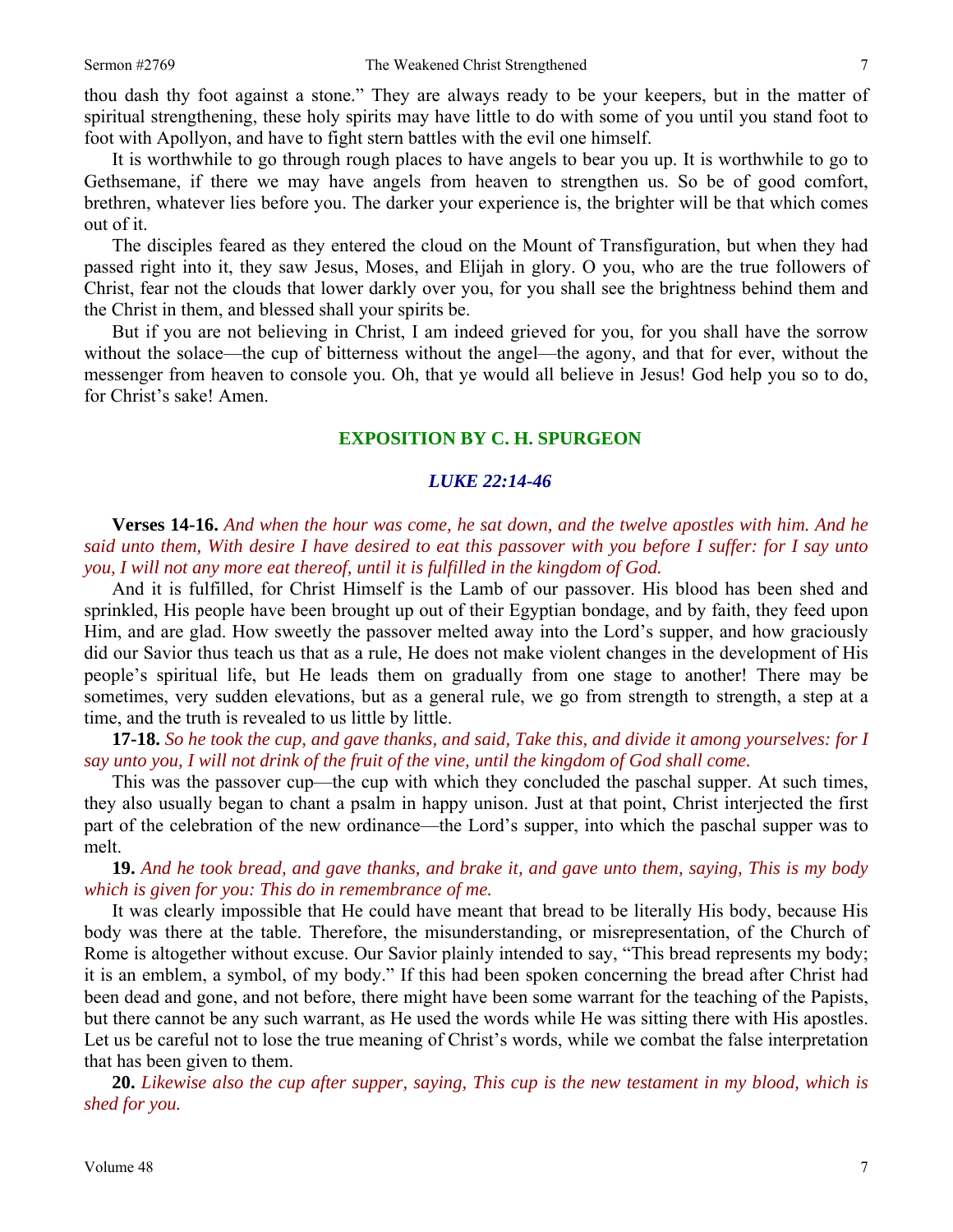thou dash thy foot against a stone." They are always ready to be your keepers, but in the matter of spiritual strengthening, these holy spirits may have little to do with some of you until you stand foot to foot with Apollyon, and have to fight stern battles with the evil one himself.

It is worthwhile to go through rough places to have angels to bear you up. It is worthwhile to go to Gethsemane, if there we may have angels from heaven to strengthen us. So be of good comfort, brethren, whatever lies before you. The darker your experience is, the brighter will be that which comes out of it.

The disciples feared as they entered the cloud on the Mount of Transfiguration, but when they had passed right into it, they saw Jesus, Moses, and Elijah in glory. O you, who are the true followers of Christ, fear not the clouds that lower darkly over you, for you shall see the brightness behind them and the Christ in them, and blessed shall your spirits be.

But if you are not believing in Christ, I am indeed grieved for you, for you shall have the sorrow without the solace—the cup of bitterness without the angel—the agony, and that for ever, without the messenger from heaven to console you. Oh, that ye would all believe in Jesus! God help you so to do, for Christ's sake! Amen.

## EXPOSITION BY C. H. SPURGEON

### *LUKE 22:14-46*

**Verses 14-16.** *And when the hour was come, he sat down, and the twelve apostles with him. And he said unto them, With desire I have desired to eat this passover with you before I suffer: for I say unto you, I will not any more eat thereof, until it is fulfilled in the kingdom of God.*

And it is fulfilled, for Christ Himself is the Lamb of our passover. His blood has been shed and sprinkled, His people have been brought up out of their Egyptian bondage, and by faith, they feed upon Him, and are glad. How sweetly the passover melted away into the Lord's supper, and how graciously did our Savior thus teach us that as a rule, He does not make violent changes in the development of His people's spiritual life, but He leads them on gradually from one stage to another! There may be sometimes, very sudden elevations, but as a general rule, we go from strength to strength, a step at a time, and the truth is revealed to us little by little.

**17-18.** *So he took the cup, and gave thanks, and said, Take this, and divide it among yourselves: for I say unto you, I will not drink of the fruit of the vine, until the kingdom of God shall come.*

This was the passover cup—the cup with which they concluded the paschal supper. At such times, they also usually began to chant a psalm in happy unison. Just at that point, Christ interjected the first part of the celebration of the new ordinance—the Lord's supper, into which the paschal supper was to melt.

**19.** *And he took bread, and gave thanks, and brake it, and gave unto them, saying, This is my body which is given for you: This do in remembrance of me.*

It was clearly impossible that He could have meant that bread to be literally His body, because His body was there at the table. Therefore, the misunderstanding, or misrepresentation, of the Church of Rome is altogether without excuse. Our Savior plainly intended to say, "This bread represents my body; it is an emblem, a symbol, of my body." If this had been spoken concerning the bread after Christ had been dead and gone, and not before, there might have been some warrant for the teaching of the Papists, but there cannot be any such warrant, as He used the words while He was sitting there with His apostles. Let us be careful not to lose the true meaning of Christ's words, while we combat the false interpretation that has been given to them.

**20.** *Likewise also the cup after supper, saying, This cup is the new testament in my blood, which is shed for you.*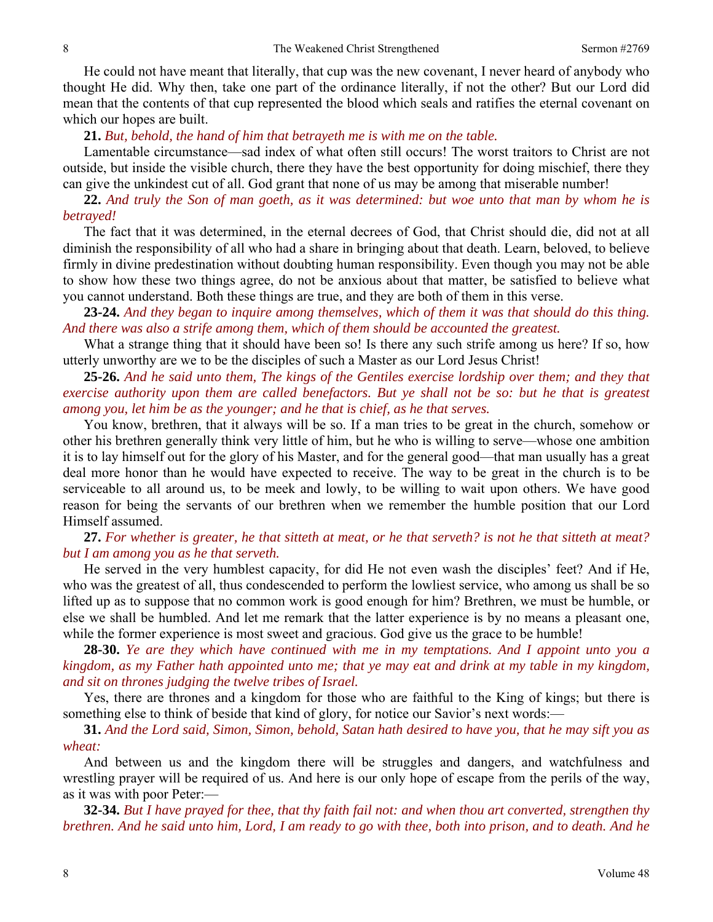He could not have meant that literally, that cup was the new covenant, I never heard of anybody who thought He did. Why then, take one part of the ordinance literally, if not the other? But our Lord did mean that the contents of that cup represented the blood which seals and ratifies the eternal covenant on which our hopes are built.

**21.** *But, behold, the hand of him that betrayeth me is with me on the table.*

Lamentable circumstance—sad index of what often still occurs! The worst traitors to Christ are not outside, but inside the visible church, there they have the best opportunity for doing mischief, there they can give the unkindest cut of all. God grant that none of us may be among that miserable number!

**22.** *And truly the Son of man goeth, as it was determined: but woe unto that man by whom he is betrayed!*

The fact that it was determined, in the eternal decrees of God, that Christ should die, did not at all diminish the responsibility of all who had a share in bringing about that death. Learn, beloved, to believe firmly in divine predestination without doubting human responsibility. Even though you may not be able to show how these two things agree, do not be anxious about that matter, be satisfied to believe what you cannot understand. Both these things are true, and they are both of them in this verse.

**23-24.** *And they began to inquire among themselves, which of them it was that should do this thing. And there was also a strife among them, which of them should be accounted the greatest.*

What a strange thing that it should have been so! Is there any such strife among us here? If so, how utterly unworthy are we to be the disciples of such a Master as our Lord Jesus Christ!

**25-26.** *And he said unto them, The kings of the Gentiles exercise lordship over them; and they that exercise authority upon them are called benefactors. But ye shall not be so: but he that is greatest among you, let him be as the younger; and he that is chief, as he that serves.*

You know, brethren, that it always will be so. If a man tries to be great in the church, somehow or other his brethren generally think very little of him, but he who is willing to serve—whose one ambition it is to lay himself out for the glory of his Master, and for the general good—that man usually has a great deal more honor than he would have expected to receive. The way to be great in the church is to be serviceable to all around us, to be meek and lowly, to be willing to wait upon others. We have good reason for being the servants of our brethren when we remember the humble position that our Lord Himself assumed.

**27.** *For whether is greater, he that sitteth at meat, or he that serveth? is not he that sitteth at meat? but I am among you as he that serveth.*

He served in the very humblest capacity, for did He not even wash the disciples' feet? And if He, who was the greatest of all, thus condescended to perform the lowliest service, who among us shall be so lifted up as to suppose that no common work is good enough for him? Brethren, we must be humble, or else we shall be humbled. And let me remark that the latter experience is by no means a pleasant one, while the former experience is most sweet and gracious. God give us the grace to be humble!

**28-30.** *Ye are they which have continued with me in my temptations. And I appoint unto you a kingdom, as my Father hath appointed unto me; that ye may eat and drink at my table in my kingdom, and sit on thrones judging the twelve tribes of Israel.*

Yes, there are thrones and a kingdom for those who are faithful to the King of kings; but there is something else to think of beside that kind of glory, for notice our Savior's next words:—

**31.** *And the Lord said, Simon, Simon, behold, Satan hath desired to have you, that he may sift you as wheat:*

And between us and the kingdom there will be struggles and dangers, and watchfulness and wrestling prayer will be required of us. And here is our only hope of escape from the perils of the way, as it was with poor Peter:—

**32-34.** *But I have prayed for thee, that thy faith fail not: and when thou art converted, strengthen thy brethren. And he said unto him, Lord, I am ready to go with thee, both into prison, and to death. And he*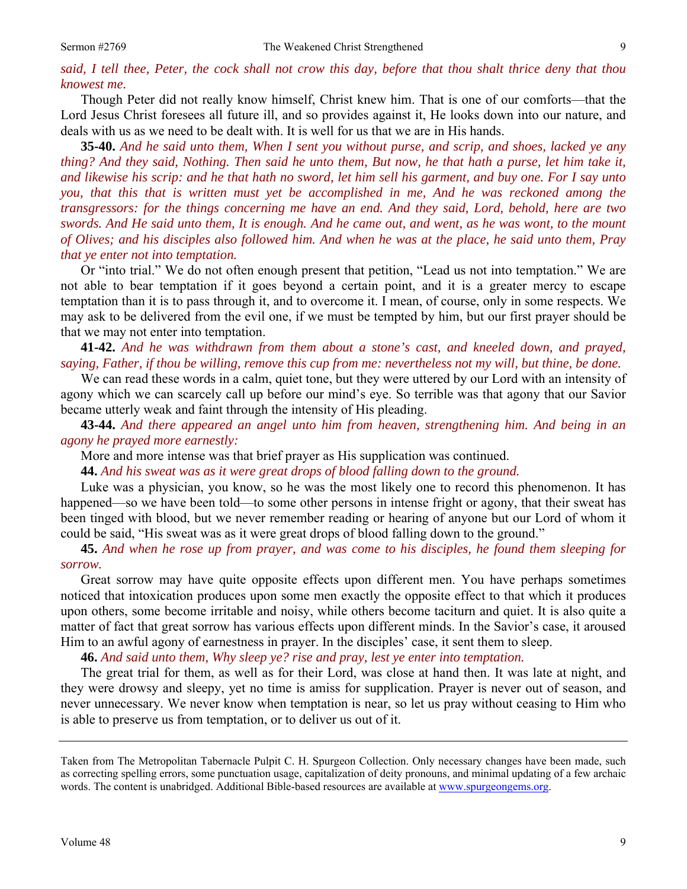*said, I tell thee, Peter, the cock shall not crow this day, before that thou shalt thrice deny that thou knowest me.*

Though Peter did not really know himself, Christ knew him. That is one of our comforts—that the Lord Jesus Christ foresees all future ill, and so provides against it, He looks down into our nature, and deals with us as we need to be dealt with. It is well for us that we are in His hands.

**35-40.** *And he said unto them, When I sent you without purse, and scrip, and shoes, lacked ye any thing? And they said, Nothing. Then said he unto them, But now, he that hath a purse, let him take it, and likewise his scrip: and he that hath no sword, let him sell his garment, and buy one. For I say unto you, that this that is written must yet be accomplished in me, And he was reckoned among the transgressors: for the things concerning me have an end. And they said, Lord, behold, here are two swords. And He said unto them, It is enough. And he came out, and went, as he was wont, to the mount of Olives; and his disciples also followed him. And when he was at the place, he said unto them, Pray that ye enter not into temptation.*

Or "into trial." We do not often enough present that petition, "Lead us not into temptation." We are not able to bear temptation if it goes beyond a certain point, and it is a greater mercy to escape temptation than it is to pass through it, and to overcome it. I mean, of course, only in some respects. We may ask to be delivered from the evil one, if we must be tempted by him, but our first prayer should be that we may not enter into temptation.

**41-42.** *And he was withdrawn from them about a stone's cast, and kneeled down, and prayed, saying, Father, if thou be willing, remove this cup from me: nevertheless not my will, but thine, be done.*

We can read these words in a calm, quiet tone, but they were uttered by our Lord with an intensity of agony which we can scarcely call up before our mind's eye. So terrible was that agony that our Savior became utterly weak and faint through the intensity of His pleading.

**43-44.** *And there appeared an angel unto him from heaven, strengthening him. And being in an agony he prayed more earnestly:*

More and more intense was that brief prayer as His supplication was continued.

**44.** *And his sweat was as it were great drops of blood falling down to the ground.*

Luke was a physician, you know, so he was the most likely one to record this phenomenon. It has happened—so we have been told—to some other persons in intense fright or agony, that their sweat has been tinged with blood, but we never remember reading or hearing of anyone but our Lord of whom it could be said, "His sweat was as it were great drops of blood falling down to the ground."

**45.** *And when he rose up from prayer, and was come to his disciples, he found them sleeping for sorrow.*

Great sorrow may have quite opposite effects upon different men. You have perhaps sometimes noticed that intoxication produces upon some men exactly the opposite effect to that which it produces upon others, some become irritable and noisy, while others become taciturn and quiet. It is also quite a matter of fact that great sorrow has various effects upon different minds. In the Savior's case, it aroused Him to an awful agony of earnestness in prayer. In the disciples' case, it sent them to sleep.

**46.** *And said unto them, Why sleep ye? rise and pray, lest ye enter into temptation.*

The great trial for them, as well as for their Lord, was close at hand then. It was late at night, and they were drowsy and sleepy, yet no time is amiss for supplication. Prayer is never out of season, and never unnecessary. We never know when temptation is near, so let us pray without ceasing to Him who is able to preserve us from temptation, or to deliver us out of it.

---

Taken from The Metropolitan Tabernacle Pulpit C. H. Spurgeon Collection. Only necessary changes have been made, such as correcting spelling errors, some punctuation usage, capitalization of deity pronouns, and minimal updating of a few archaic words. The content is unabridged. Additional Bible-based resources are available at www.spurgeongems.org.